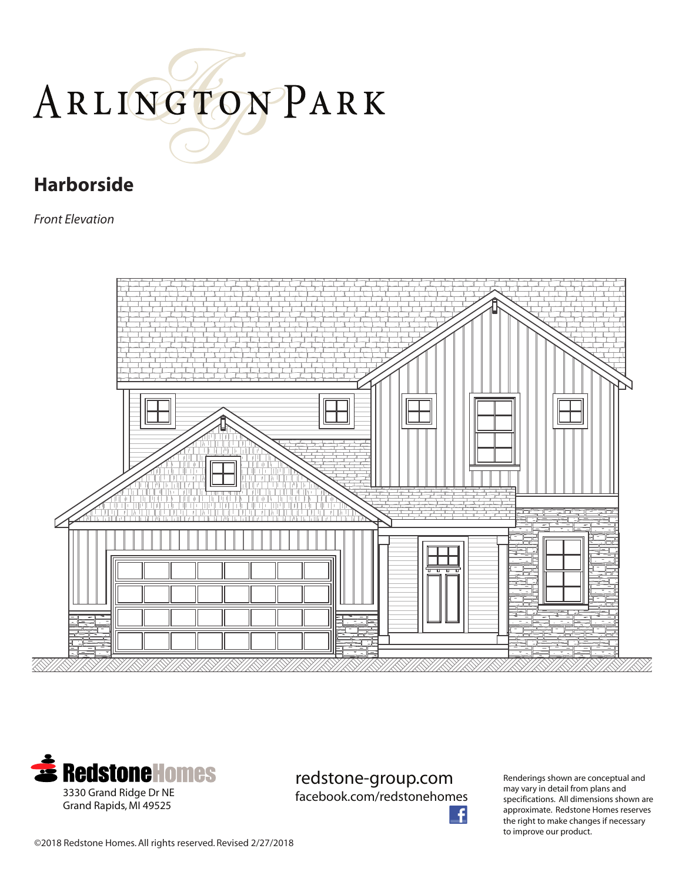# Arlington Park

## Harborside

*Front Elevation*

RedstoneHomes
3330 Grand Ridge Dr NE
Grand Rapids, MI 49525

redstone-group.com
facebook.com/redstonehomes

Renderings shown are conceptual and may vary in detail from plans and specifications. All dimensions shown are approximate. Redstone Homes reserves the right to make changes if necessary to improve our product.

©2018 Redstone Homes. All rights reserved. Revised 2/27/2018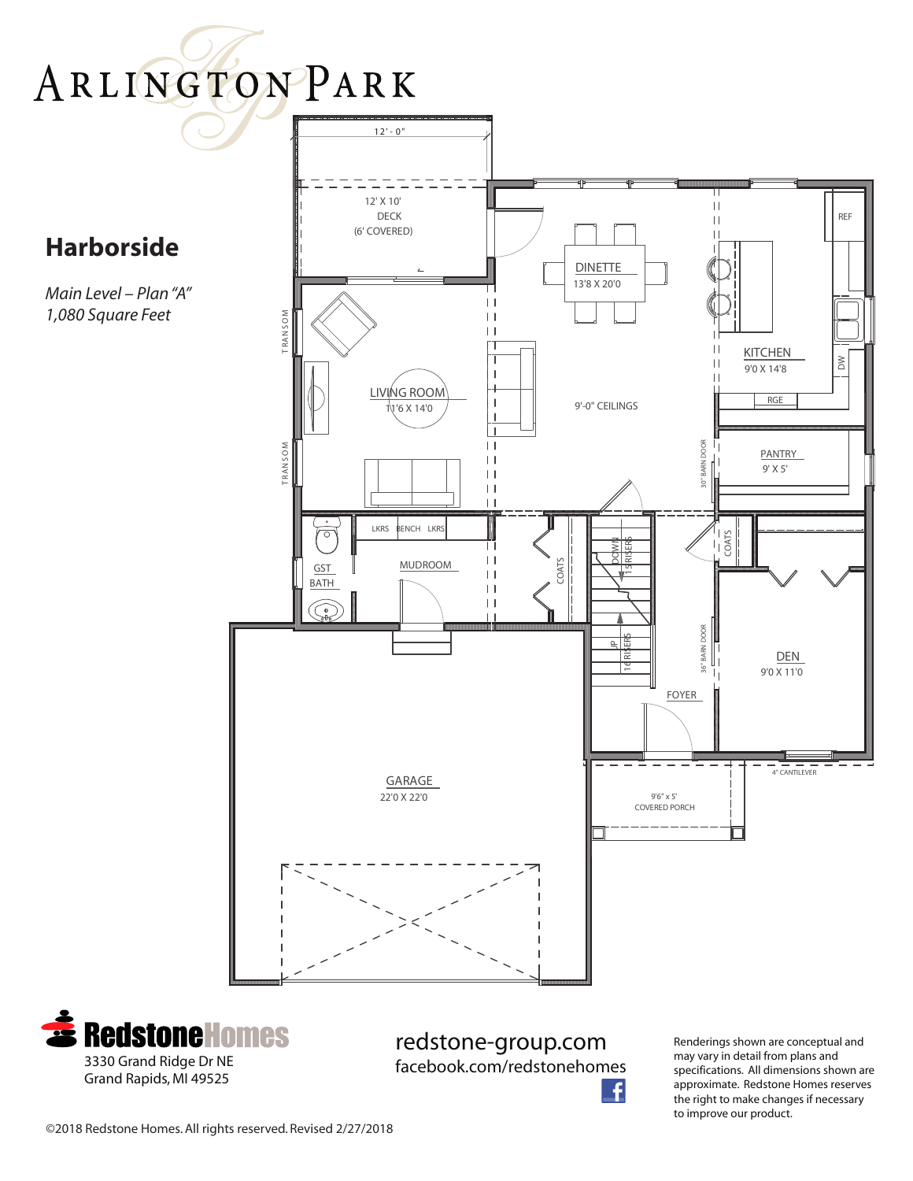# Arlington Park

## Harborside

*Main Level – Plan "A"*
*1,080 Square Feet*

12' - 0"

12' X 10'
DECK
(6' COVERED)

DINETTE
13'8 X 20'0

REF

KITCHEN
9'0 X 14'8

DW

RGE

TRANSOM

LIVING ROOM
11'6 X 14'0

9'-0" CEILINGS

TRANSOM

30" BARN DOOR

PANTRY
9' X 5'

LKRS BENCH LKRS

GST BATH

MUDROOM

COATS

DOWN 15 RISERS

COATS

UP 16 RISERS

36" BARN DOOR

DEN
9'0 X 11'0

FOYER

GARAGE
22'0 X 22'0

9'6" x 5'
COVERED PORCH

4" CANTILEVER

**Redstone Homes**
3330 Grand Ridge Dr NE
Grand Rapids, MI 49525

redstone-group.com
facebook.com/redstonehomes

Renderings shown are conceptual and may vary in detail from plans and specifications. All dimensions shown are approximate. Redstone Homes reserves the right to make changes if necessary to improve our product.

©2018 Redstone Homes. All rights reserved. Revised 2/27/2018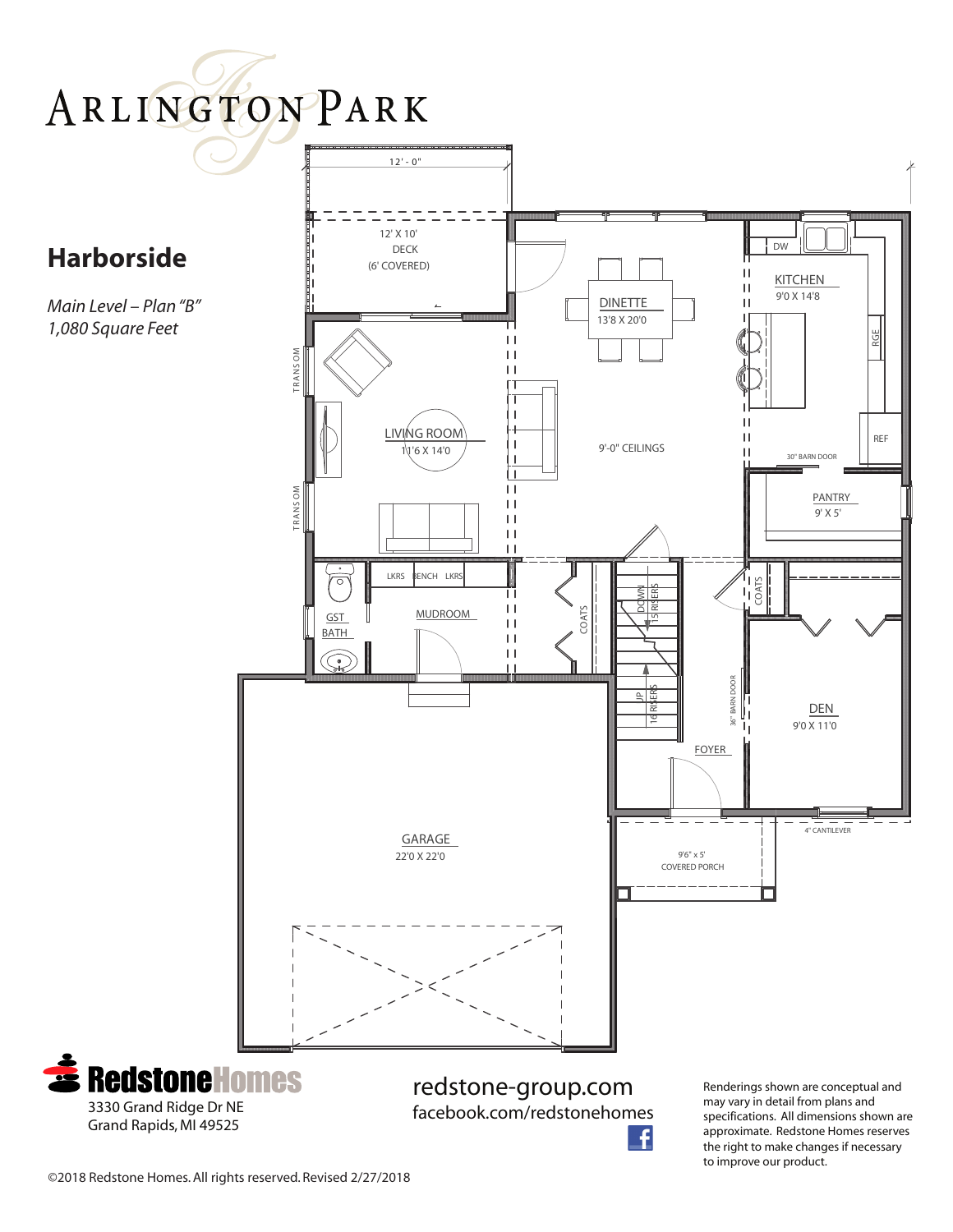# Arlington Park

## Harborside

*Main Level – Plan "B"*
*1,080 Square Feet*

12' - 0"

12' X 10'
DECK
(6' COVERED)

TRANSOM

TRANSOM

LIVING ROOM
11'6 X 14'0

DINETTE
13'8 X 20'0

9'-0" CEILINGS

DW

KITCHEN
9'0 X 14'8

RGE

REF

30" BARN DOOR

PANTRY
9' X 5'

GST BATH

LKRS BENCH LKRS

MUDROOM

COATS

DOWN 15 RISERS

UP 16 RISERS

COATS

36" BARN DOOR

DEN
9'0 X 11'0

FOYER

4" CANTILEVER

9'6" x 5'
COVERED PORCH

GARAGE
22'0 X 22'0

**Redstone Homes**
3330 Grand Ridge Dr NE
Grand Rapids, MI 49525

redstone-group.com
facebook.com/redstonehomes

Renderings shown are conceptual and may vary in detail from plans and specifications. All dimensions shown are approximate. Redstone Homes reserves the right to make changes if necessary to improve our product.

©2018 Redstone Homes. All rights reserved. Revised 2/27/2018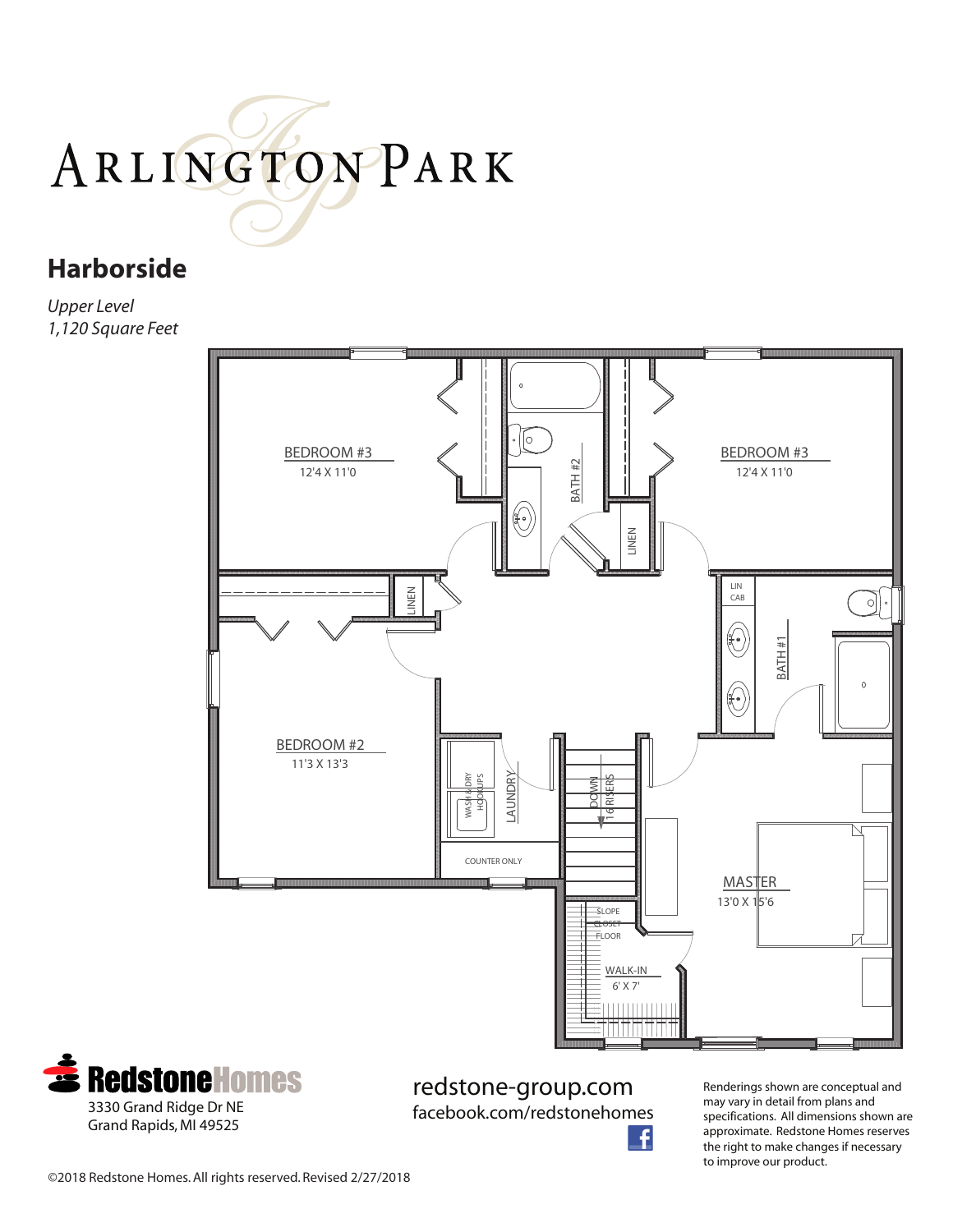# ARLINGTON PARK

## Harborside

*Upper Level*
*1,120 Square Feet*

BEDROOM #3
12'4 X 11'0

BATH #2

BEDROOM #3
12'4 X 11'0

LINEN

LINEN

LIN CAB

BATH #1

BEDROOM #2
11'3 X 13'3

WASH & DRY HOOKUPS

LAUNDRY

COUNTER ONLY

DOWN 16 RISERS

MASTER
13'0 X 15'6

SLOPE CLOSET FLOOR

WALK-IN
6' X 7'

**RedstoneHomes**
3330 Grand Ridge Dr NE
Grand Rapids, MI 49525

redstone-group.com
facebook.com/redstonehomes

Renderings shown are conceptual and may vary in detail from plans and specifications. All dimensions shown are approximate. Redstone Homes reserves the right to make changes if necessary to improve our product.

©2018 Redstone Homes. All rights reserved. Revised 2/27/2018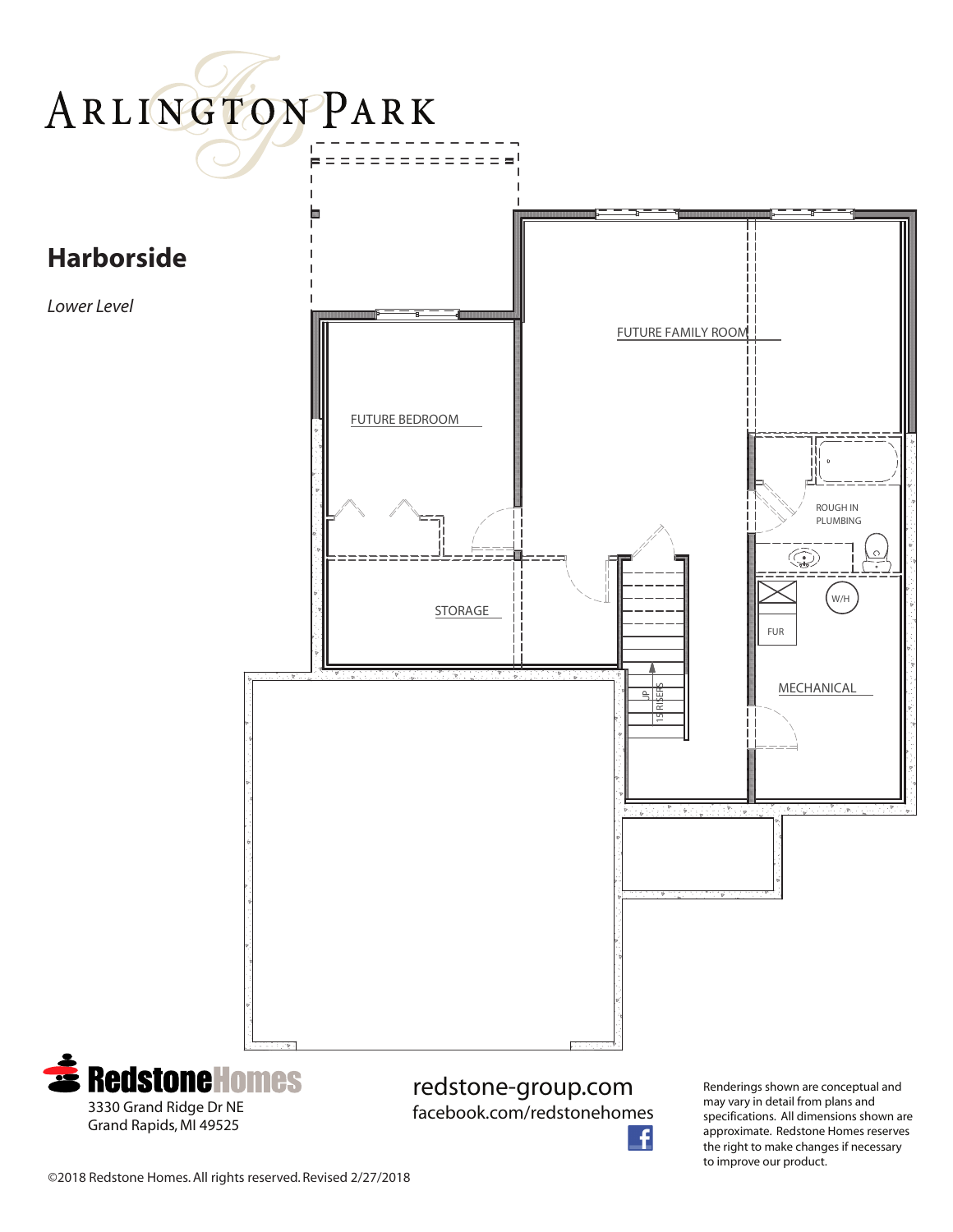# ARLINGTON PARK

## Harborside

*Lower Level*

FUTURE FAMILY ROOM

FUTURE BEDROOM

ROUGH IN PLUMBING

STORAGE

W/H

FUR

UP

15 RISERS

MECHANICAL

**RedstoneHomes**
3330 Grand Ridge Dr NE
Grand Rapids, MI 49525

redstone-group.com
facebook.com/redstonehomes

Renderings shown are conceptual and may vary in detail from plans and specifications. All dimensions shown are approximate. Redstone Homes reserves the right to make changes if necessary to improve our product.

©2018 Redstone Homes. All rights reserved. Revised 2/27/2018